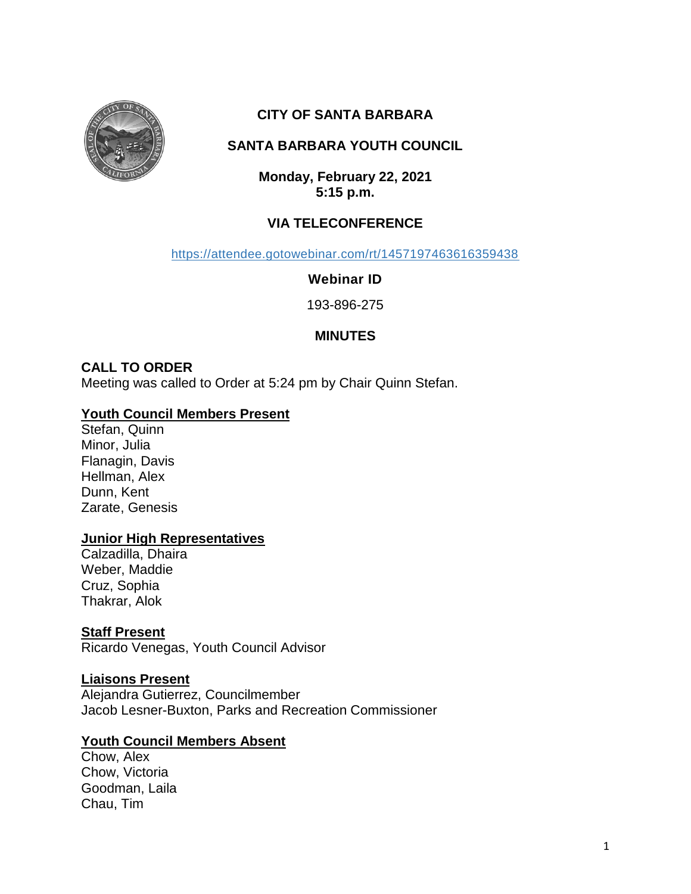# CITY OF SANTA BARBARA

## SANTA BARBARA YOUTH COUNCIL

**Monday, February 22, 2021**
**5:15 p.m.**

**VIA TELECONFERENCE**

https://attendee.gotowebinar.com/rt/1457197463616359438

**Webinar ID**

193-896-275

## MINUTES

**CALL TO ORDER**
Meeting was called to Order at 5:24 pm by Chair Quinn Stefan.

**Youth Council Members Present**
Stefan, Quinn
Minor, Julia
Flanagin, Davis
Hellman, Alex
Dunn, Kent
Zarate, Genesis

**Junior High Representatives**
Calzadilla, Dhaira
Weber, Maddie
Cruz, Sophia
Thakrar, Alok

**Staff Present**
Ricardo Venegas, Youth Council Advisor

**Liaisons Present**
Alejandra Gutierrez, Councilmember
Jacob Lesner-Buxton, Parks and Recreation Commissioner

**Youth Council Members Absent**
Chow, Alex
Chow, Victoria
Goodman, Laila
Chau, Tim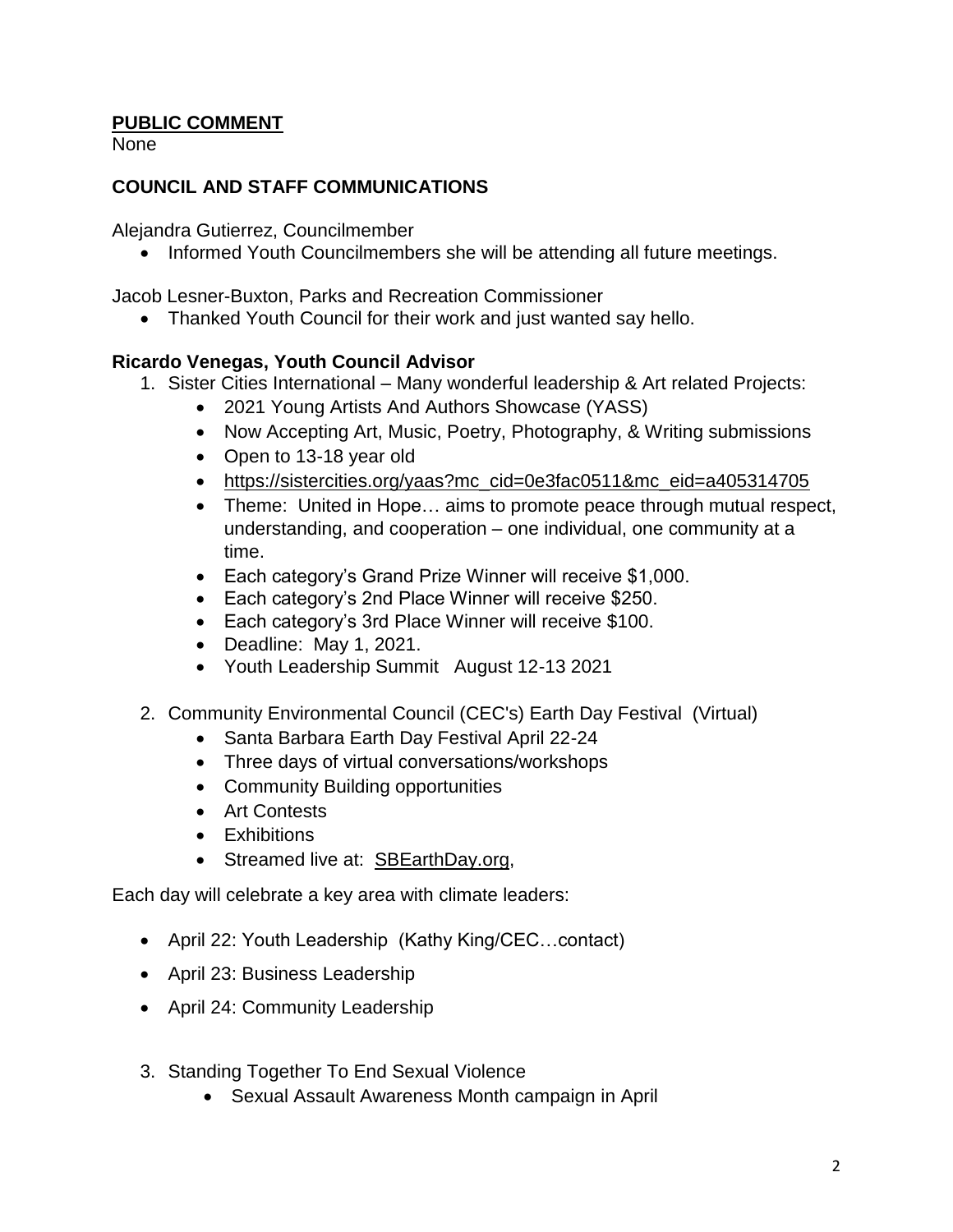## PUBLIC COMMENT

None

## COUNCIL AND STAFF COMMUNICATIONS

Alejandra Gutierrez, Councilmember

- Informed Youth Councilmembers she will be attending all future meetings.

Jacob Lesner-Buxton, Parks and Recreation Commissioner

- Thanked Youth Council for their work and just wanted say hello.

### Ricardo Venegas, Youth Council Advisor

1. Sister Cities International – Many wonderful leadership & Art related Projects:
    - 2021 Young Artists And Authors Showcase (YASS)
    - Now Accepting Art, Music, Poetry, Photography, & Writing submissions
    - Open to 13-18 year old
    - https://sistercities.org/yaas?mc_cid=0e3fac0511&mc_eid=a405314705
    - Theme: United in Hope… aims to promote peace through mutual respect, understanding, and cooperation – one individual, one community at a time.
    - Each category's Grand Prize Winner will receive $1,000.
    - Each category's 2nd Place Winner will receive $250.
    - Each category's 3rd Place Winner will receive $100.
    - Deadline: May 1, 2021.
    - Youth Leadership Summit August 12-13 2021

2. Community Environmental Council (CEC's) Earth Day Festival (Virtual)
    - Santa Barbara Earth Day Festival April 22-24
    - Three days of virtual conversations/workshops
    - Community Building opportunities
    - Art Contests
    - Exhibitions
    - Streamed live at: SBEarthDay.org,

Each day will celebrate a key area with climate leaders:

- April 22: Youth Leadership (Kathy King/CEC…contact)
- April 23: Business Leadership
- April 24: Community Leadership

3. Standing Together To End Sexual Violence
    - Sexual Assault Awareness Month campaign in April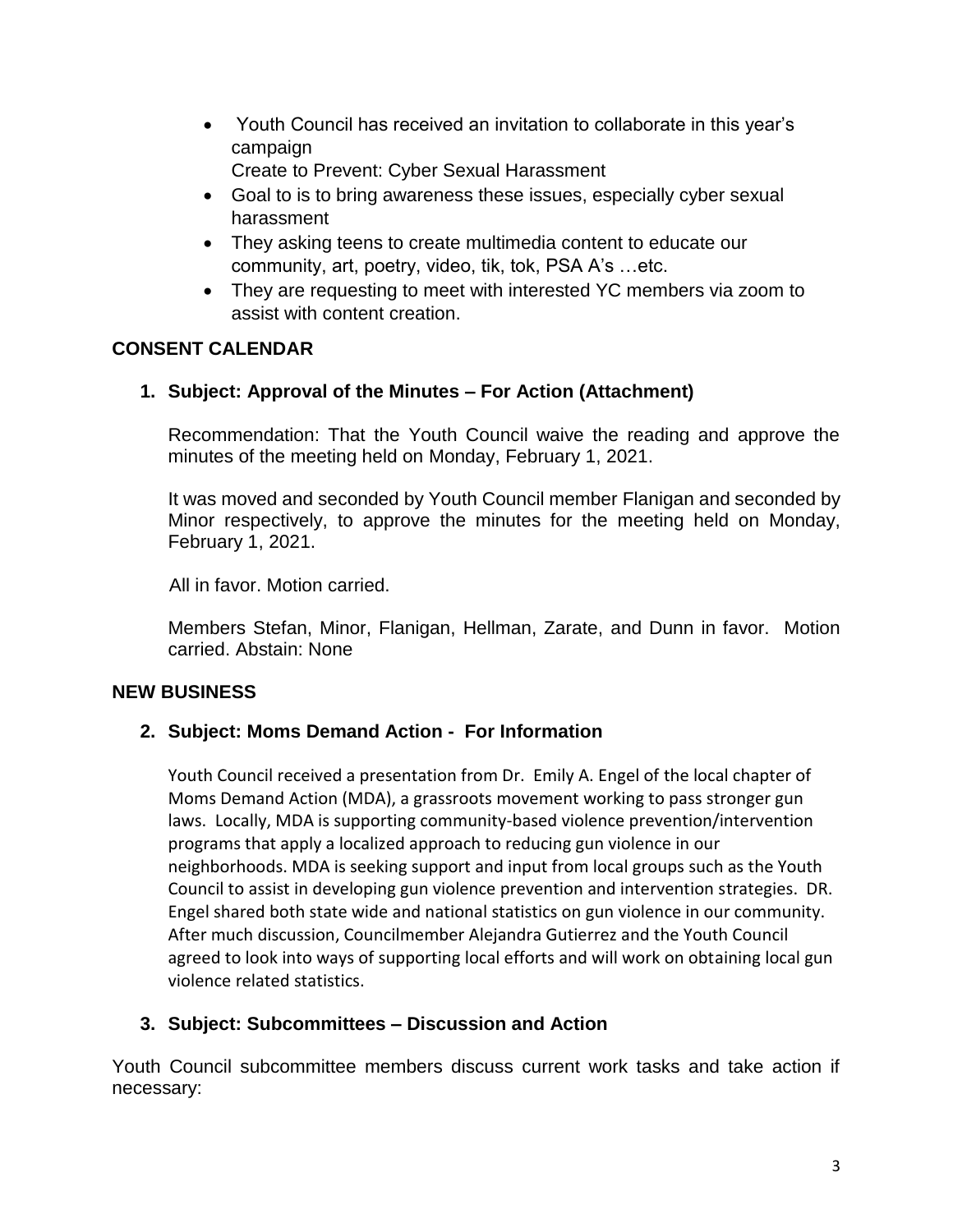- Youth Council has received an invitation to collaborate in this year's campaign
  Create to Prevent: Cyber Sexual Harassment
- Goal to is to bring awareness these issues, especially cyber sexual harassment
- They asking teens to create multimedia content to educate our community, art, poetry, video, tik, tok, PSA A's …etc.
- They are requesting to meet with interested YC members via zoom to assist with content creation.

## CONSENT CALENDAR

### 1. Subject: Approval of the Minutes – For Action (Attachment)

Recommendation: That the Youth Council waive the reading and approve the minutes of the meeting held on Monday, February 1, 2021.

It was moved and seconded by Youth Council member Flanigan and seconded by Minor respectively, to approve the minutes for the meeting held on Monday, February 1, 2021.

All in favor. Motion carried.

Members Stefan, Minor, Flanigan, Hellman, Zarate, and Dunn in favor. Motion carried. Abstain: None

## NEW BUSINESS

### 2. Subject: Moms Demand Action - For Information

Youth Council received a presentation from Dr. Emily A. Engel of the local chapter of Moms Demand Action (MDA), a grassroots movement working to pass stronger gun laws. Locally, MDA is supporting community-based violence prevention/intervention programs that apply a localized approach to reducing gun violence in our neighborhoods. MDA is seeking support and input from local groups such as the Youth Council to assist in developing gun violence prevention and intervention strategies. DR. Engel shared both state wide and national statistics on gun violence in our community. After much discussion, Councilmember Alejandra Gutierrez and the Youth Council agreed to look into ways of supporting local efforts and will work on obtaining local gun violence related statistics.

### 3. Subject: Subcommittees – Discussion and Action

Youth Council subcommittee members discuss current work tasks and take action if necessary: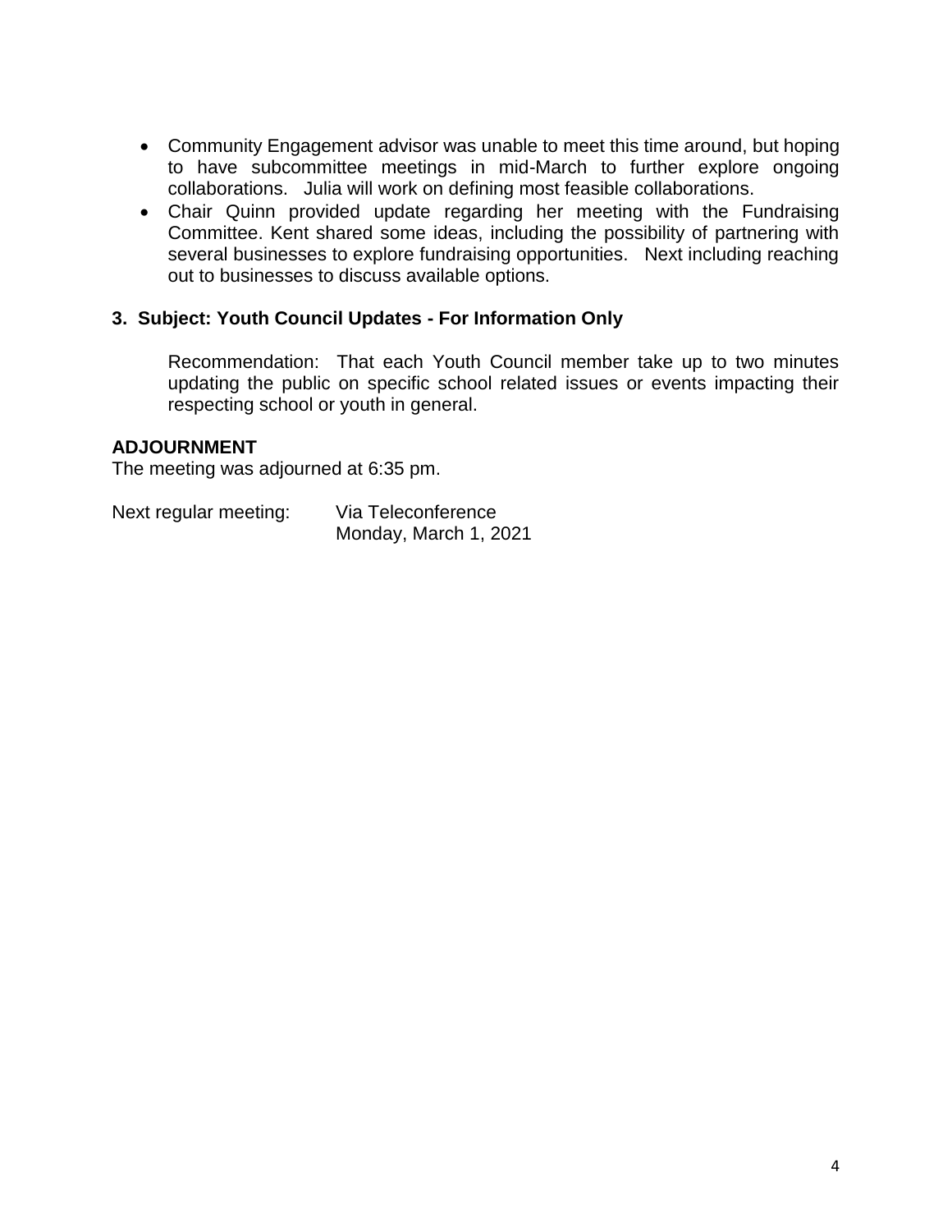- Community Engagement advisor was unable to meet this time around, but hoping to have subcommittee meetings in mid-March to further explore ongoing collaborations. Julia will work on defining most feasible collaborations.
- Chair Quinn provided update regarding her meeting with the Fundraising Committee. Kent shared some ideas, including the possibility of partnering with several businesses to explore fundraising opportunities. Next including reaching out to businesses to discuss available options.

**3. Subject: Youth Council Updates - For Information Only**

Recommendation: That each Youth Council member take up to two minutes updating the public on specific school related issues or events impacting their respecting school or youth in general.

**ADJOURNMENT**

The meeting was adjourned at 6:35 pm.

Next regular meeting: Via Teleconference
Monday, March 1, 2021